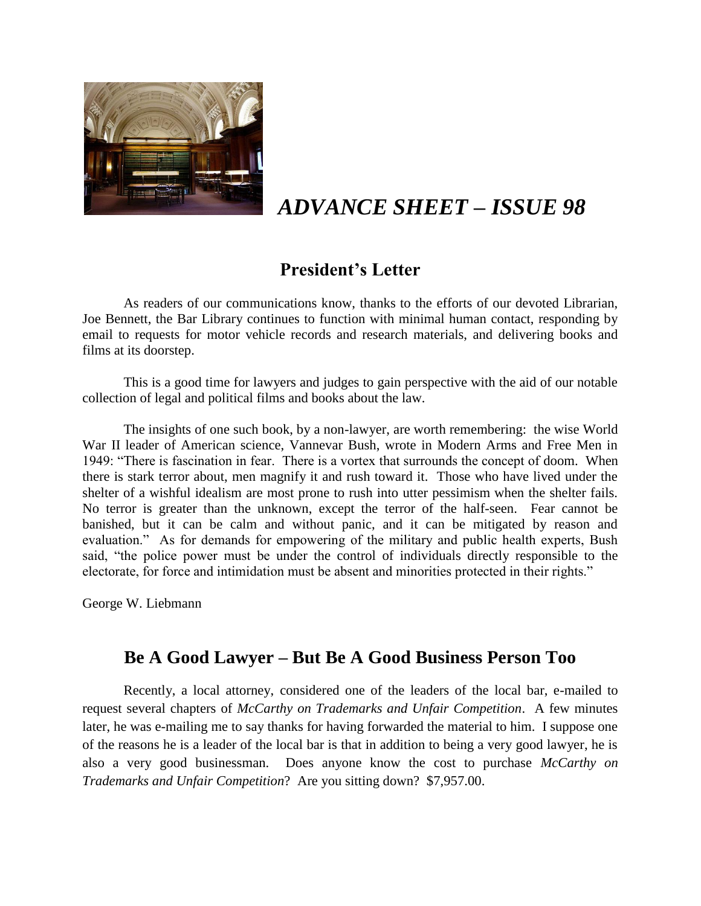# *ADVANCE SHEET – ISSUE 98*

## President's Letter

As readers of our communications know, thanks to the efforts of our devoted Librarian, Joe Bennett, the Bar Library continues to function with minimal human contact, responding by email to requests for motor vehicle records and research materials, and delivering books and films at its doorstep.

This is a good time for lawyers and judges to gain perspective with the aid of our notable collection of legal and political films and books about the law.

The insights of one such book, by a non-lawyer, are worth remembering: the wise World War II leader of American science, Vannevar Bush, wrote in Modern Arms and Free Men in 1949: "There is fascination in fear. There is a vortex that surrounds the concept of doom. When there is stark terror about, men magnify it and rush toward it. Those who have lived under the shelter of a wishful idealism are most prone to rush into utter pessimism when the shelter fails. No terror is greater than the unknown, except the terror of the half-seen. Fear cannot be banished, but it can be calm and without panic, and it can be mitigated by reason and evaluation." As for demands for empowering of the military and public health experts, Bush said, "the police power must be under the control of individuals directly responsible to the electorate, for force and intimidation must be absent and minorities protected in their rights."

George W. Liebmann

## Be A Good Lawyer – But Be A Good Business Person Too

Recently, a local attorney, considered one of the leaders of the local bar, e-mailed to request several chapters of *McCarthy on Trademarks and Unfair Competition*. A few minutes later, he was e-mailing me to say thanks for having forwarded the material to him. I suppose one of the reasons he is a leader of the local bar is that in addition to being a very good lawyer, he is also a very good businessman. Does anyone know the cost to purchase *McCarthy on Trademarks and Unfair Competition*? Are you sitting down? $7,957.00.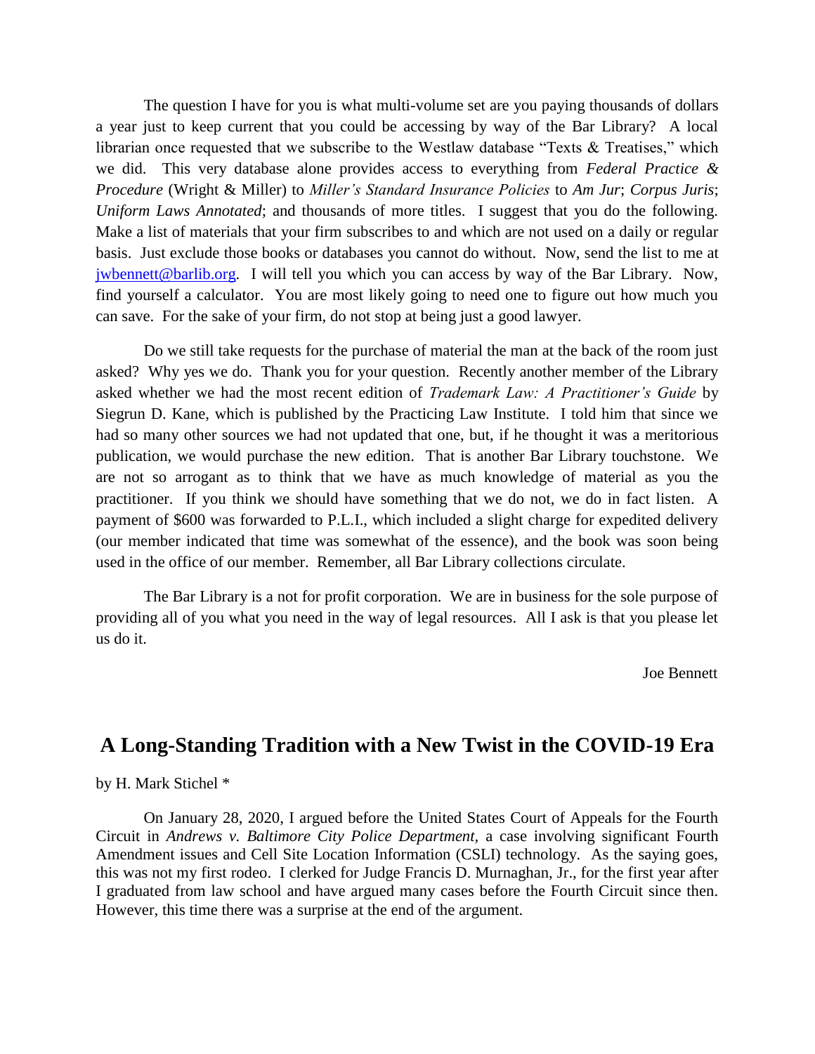The question I have for you is what multi-volume set are you paying thousands of dollars a year just to keep current that you could be accessing by way of the Bar Library? A local librarian once requested that we subscribe to the Westlaw database "Texts & Treatises," which we did. This very database alone provides access to everything from *Federal Practice & Procedure* (Wright & Miller) to *Miller's Standard Insurance Policies* to *Am Jur*; *Corpus Juris*; *Uniform Laws Annotated*; and thousands of more titles. I suggest that you do the following. Make a list of materials that your firm subscribes to and which are not used on a daily or regular basis. Just exclude those books or databases you cannot do without. Now, send the list to me at jwbennett@barlib.org. I will tell you which you can access by way of the Bar Library. Now, find yourself a calculator. You are most likely going to need one to figure out how much you can save. For the sake of your firm, do not stop at being just a good lawyer.

Do we still take requests for the purchase of material the man at the back of the room just asked? Why yes we do. Thank you for your question. Recently another member of the Library asked whether we had the most recent edition of *Trademark Law: A Practitioner's Guide* by Siegrun D. Kane, which is published by the Practicing Law Institute. I told him that since we had so many other sources we had not updated that one, but, if he thought it was a meritorious publication, we would purchase the new edition. That is another Bar Library touchstone. We are not so arrogant as to think that we have as much knowledge of material as you the practitioner. If you think we should have something that we do not, we do in fact listen. A payment of $600 was forwarded to P.L.I., which included a slight charge for expedited delivery (our member indicated that time was somewhat of the essence), and the book was soon being used in the office of our member. Remember, all Bar Library collections circulate.

The Bar Library is a not for profit corporation. We are in business for the sole purpose of providing all of you what you need in the way of legal resources. All I ask is that you please let us do it.

Joe Bennett

## A Long-Standing Tradition with a New Twist in the COVID-19 Era

by H. Mark Stichel *

On January 28, 2020, I argued before the United States Court of Appeals for the Fourth Circuit in *Andrews v. Baltimore City Police Department*, a case involving significant Fourth Amendment issues and Cell Site Location Information (CSLI) technology. As the saying goes, this was not my first rodeo. I clerked for Judge Francis D. Murnaghan, Jr., for the first year after I graduated from law school and have argued many cases before the Fourth Circuit since then. However, this time there was a surprise at the end of the argument.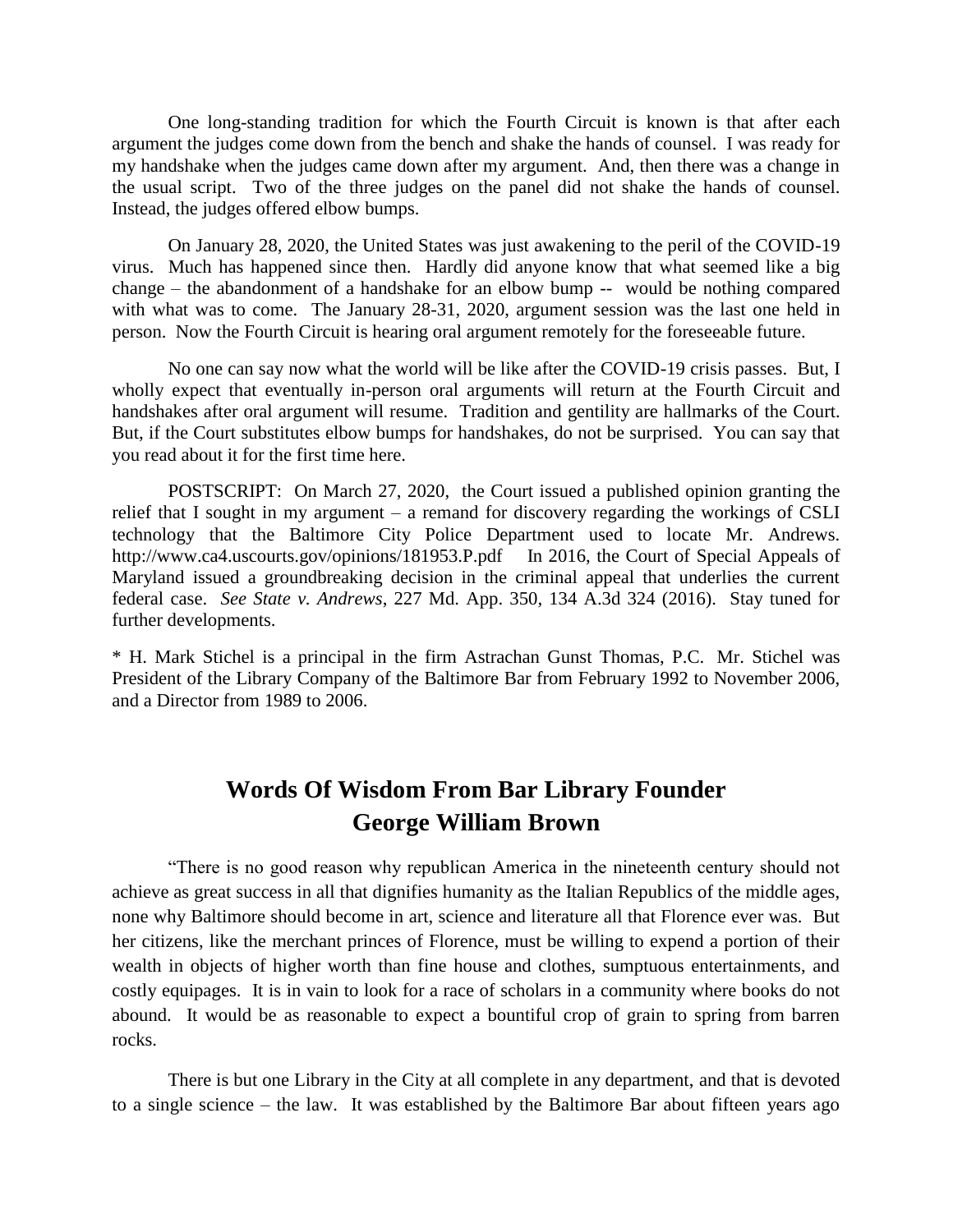One long-standing tradition for which the Fourth Circuit is known is that after each argument the judges come down from the bench and shake the hands of counsel. I was ready for my handshake when the judges came down after my argument. And, then there was a change in the usual script. Two of the three judges on the panel did not shake the hands of counsel. Instead, the judges offered elbow bumps.

On January 28, 2020, the United States was just awakening to the peril of the COVID-19 virus. Much has happened since then. Hardly did anyone know that what seemed like a big change – the abandonment of a handshake for an elbow bump -- would be nothing compared with what was to come. The January 28-31, 2020, argument session was the last one held in person. Now the Fourth Circuit is hearing oral argument remotely for the foreseeable future.

No one can say now what the world will be like after the COVID-19 crisis passes. But, I wholly expect that eventually in-person oral arguments will return at the Fourth Circuit and handshakes after oral argument will resume. Tradition and gentility are hallmarks of the Court. But, if the Court substitutes elbow bumps for handshakes, do not be surprised. You can say that you read about it for the first time here.

POSTSCRIPT: On March 27, 2020, the Court issued a published opinion granting the relief that I sought in my argument – a remand for discovery regarding the workings of CSLI technology that the Baltimore City Police Department used to locate Mr. Andrews. http://www.ca4.uscourts.gov/opinions/181953.P.pdf In 2016, the Court of Special Appeals of Maryland issued a groundbreaking decision in the criminal appeal that underlies the current federal case. *See State v. Andrews*, 227 Md. App. 350, 134 A.3d 324 (2016). Stay tuned for further developments.

\* H. Mark Stichel is a principal in the firm Astrachan Gunst Thomas, P.C. Mr. Stichel was President of the Library Company of the Baltimore Bar from February 1992 to November 2006, and a Director from 1989 to 2006.

## Words Of Wisdom From Bar Library Founder George William Brown

"There is no good reason why republican America in the nineteenth century should not achieve as great success in all that dignifies humanity as the Italian Republics of the middle ages, none why Baltimore should become in art, science and literature all that Florence ever was. But her citizens, like the merchant princes of Florence, must be willing to expend a portion of their wealth in objects of higher worth than fine house and clothes, sumptuous entertainments, and costly equipages. It is in vain to look for a race of scholars in a community where books do not abound. It would be as reasonable to expect a bountiful crop of grain to spring from barren rocks.

There is but one Library in the City at all complete in any department, and that is devoted to a single science – the law. It was established by the Baltimore Bar about fifteen years ago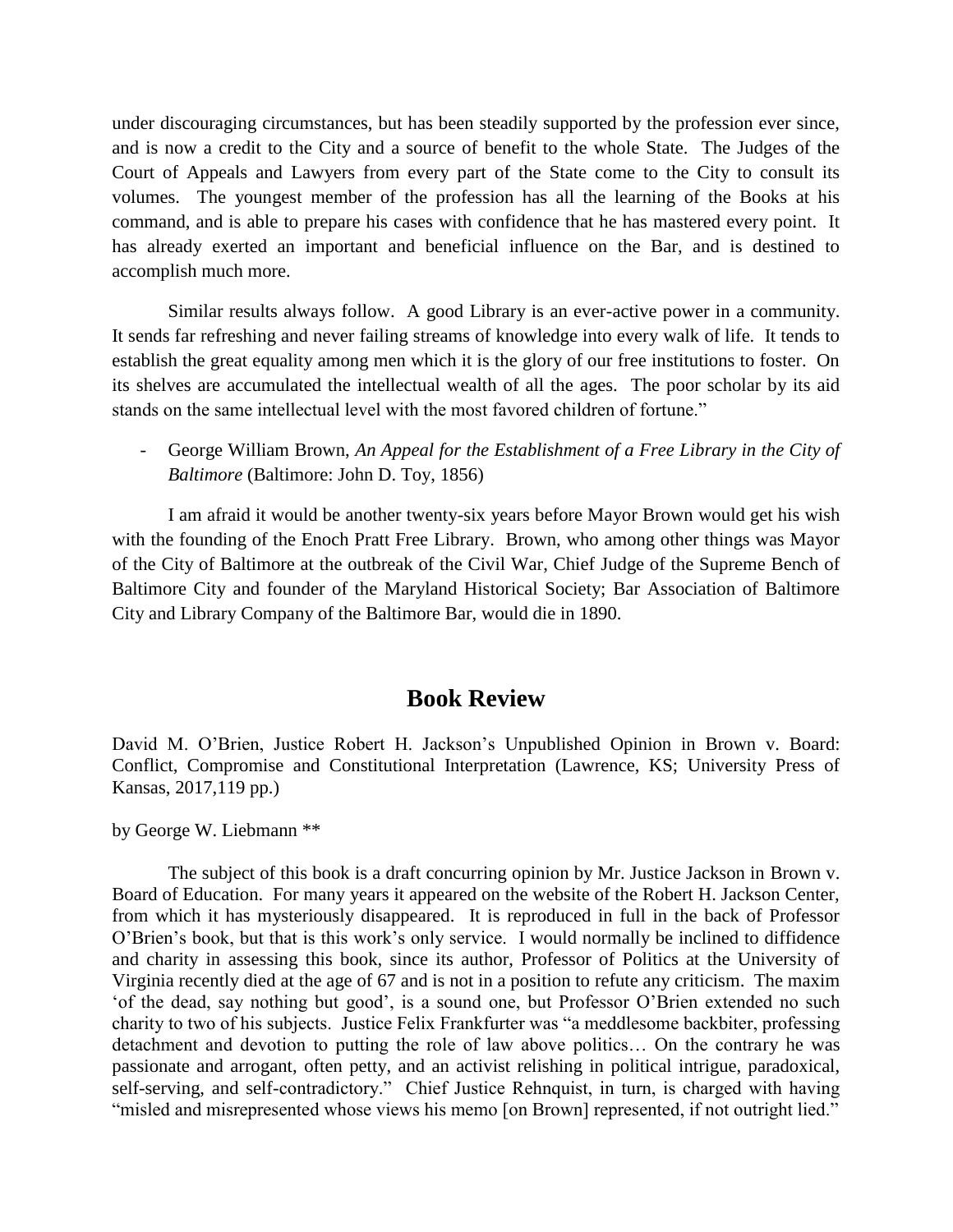under discouraging circumstances, but has been steadily supported by the profession ever since, and is now a credit to the City and a source of benefit to the whole State. The Judges of the Court of Appeals and Lawyers from every part of the State come to the City to consult its volumes. The youngest member of the profession has all the learning of the Books at his command, and is able to prepare his cases with confidence that he has mastered every point. It has already exerted an important and beneficial influence on the Bar, and is destined to accomplish much more.

Similar results always follow. A good Library is an ever-active power in a community. It sends far refreshing and never failing streams of knowledge into every walk of life. It tends to establish the great equality among men which it is the glory of our free institutions to foster. On its shelves are accumulated the intellectual wealth of all the ages. The poor scholar by its aid stands on the same intellectual level with the most favored children of fortune."

- George William Brown, *An Appeal for the Establishment of a Free Library in the City of Baltimore* (Baltimore: John D. Toy, 1856)

I am afraid it would be another twenty-six years before Mayor Brown would get his wish with the founding of the Enoch Pratt Free Library. Brown, who among other things was Mayor of the City of Baltimore at the outbreak of the Civil War, Chief Judge of the Supreme Bench of Baltimore City and founder of the Maryland Historical Society; Bar Association of Baltimore City and Library Company of the Baltimore Bar, would die in 1890.

## Book Review

David M. O'Brien, Justice Robert H. Jackson's Unpublished Opinion in Brown v. Board: Conflict, Compromise and Constitutional Interpretation (Lawrence, KS; University Press of Kansas, 2017,119 pp.)

by George W. Liebmann **

The subject of this book is a draft concurring opinion by Mr. Justice Jackson in Brown v. Board of Education. For many years it appeared on the website of the Robert H. Jackson Center, from which it has mysteriously disappeared. It is reproduced in full in the back of Professor O'Brien's book, but that is this work's only service. I would normally be inclined to diffidence and charity in assessing this book, since its author, Professor of Politics at the University of Virginia recently died at the age of 67 and is not in a position to refute any criticism. The maxim 'of the dead, say nothing but good', is a sound one, but Professor O'Brien extended no such charity to two of his subjects. Justice Felix Frankfurter was "a meddlesome backbiter, professing detachment and devotion to putting the role of law above politics… On the contrary he was passionate and arrogant, often petty, and an activist relishing in political intrigue, paradoxical, self-serving, and self-contradictory." Chief Justice Rehnquist, in turn, is charged with having "misled and misrepresented whose views his memo [on Brown] represented, if not outright lied."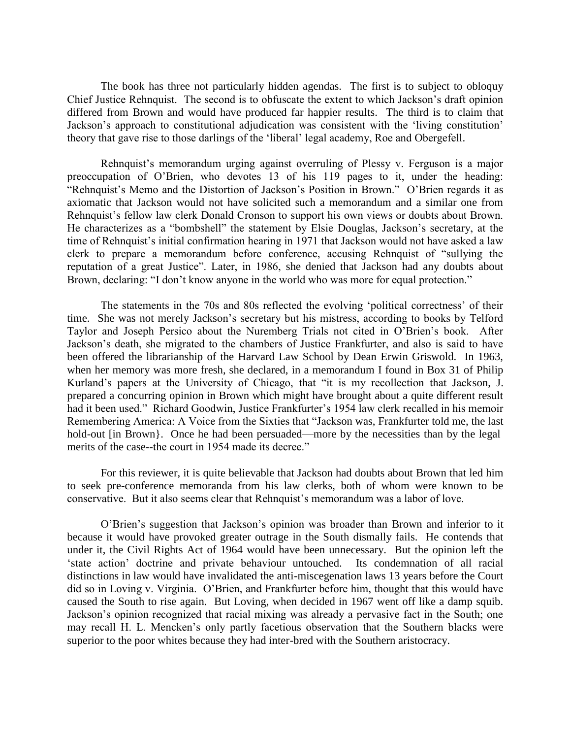The book has three not particularly hidden agendas. The first is to subject to obloquy Chief Justice Rehnquist. The second is to obfuscate the extent to which Jackson's draft opinion differed from Brown and would have produced far happier results. The third is to claim that Jackson's approach to constitutional adjudication was consistent with the 'living constitution' theory that gave rise to those darlings of the 'liberal' legal academy, Roe and Obergefell.

Rehnquist's memorandum urging against overruling of Plessy v. Ferguson is a major preoccupation of O'Brien, who devotes 13 of his 119 pages to it, under the heading: "Rehnquist's Memo and the Distortion of Jackson's Position in Brown." O'Brien regards it as axiomatic that Jackson would not have solicited such a memorandum and a similar one from Rehnquist's fellow law clerk Donald Cronson to support his own views or doubts about Brown. He characterizes as a "bombshell" the statement by Elsie Douglas, Jackson's secretary, at the time of Rehnquist's initial confirmation hearing in 1971 that Jackson would not have asked a law clerk to prepare a memorandum before conference, accusing Rehnquist of "sullying the reputation of a great Justice". Later, in 1986, she denied that Jackson had any doubts about Brown, declaring: "I don't know anyone in the world who was more for equal protection."

The statements in the 70s and 80s reflected the evolving 'political correctness' of their time. She was not merely Jackson's secretary but his mistress, according to books by Telford Taylor and Joseph Persico about the Nuremberg Trials not cited in O'Brien's book. After Jackson's death, she migrated to the chambers of Justice Frankfurter, and also is said to have been offered the librarianship of the Harvard Law School by Dean Erwin Griswold. In 1963, when her memory was more fresh, she declared, in a memorandum I found in Box 31 of Philip Kurland's papers at the University of Chicago, that "it is my recollection that Jackson, J. prepared a concurring opinion in Brown which might have brought about a quite different result had it been used." Richard Goodwin, Justice Frankfurter's 1954 law clerk recalled in his memoir Remembering America: A Voice from the Sixties that "Jackson was, Frankfurter told me, the last hold-out [in Brown}. Once he had been persuaded—more by the necessities than by the legal merits of the case--the court in 1954 made its decree."

For this reviewer, it is quite believable that Jackson had doubts about Brown that led him to seek pre-conference memoranda from his law clerks, both of whom were known to be conservative. But it also seems clear that Rehnquist's memorandum was a labor of love.

O'Brien's suggestion that Jackson's opinion was broader than Brown and inferior to it because it would have provoked greater outrage in the South dismally fails. He contends that under it, the Civil Rights Act of 1964 would have been unnecessary. But the opinion left the 'state action' doctrine and private behaviour untouched. Its condemnation of all racial distinctions in law would have invalidated the anti-miscegenation laws 13 years before the Court did so in Loving v. Virginia. O'Brien, and Frankfurter before him, thought that this would have caused the South to rise again. But Loving, when decided in 1967 went off like a damp squib. Jackson's opinion recognized that racial mixing was already a pervasive fact in the South; one may recall H. L. Mencken's only partly facetious observation that the Southern blacks were superior to the poor whites because they had inter-bred with the Southern aristocracy.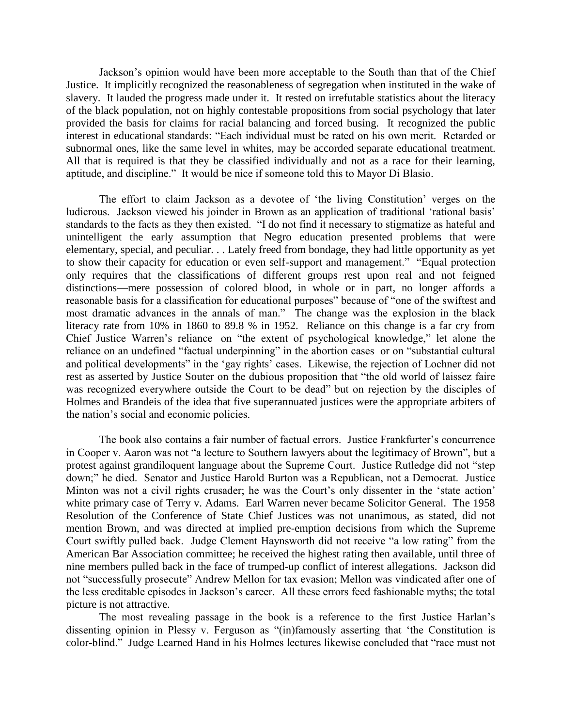Jackson's opinion would have been more acceptable to the South than that of the Chief Justice. It implicitly recognized the reasonableness of segregation when instituted in the wake of slavery. It lauded the progress made under it. It rested on irrefutable statistics about the literacy of the black population, not on highly contestable propositions from social psychology that later provided the basis for claims for racial balancing and forced busing. It recognized the public interest in educational standards: "Each individual must be rated on his own merit. Retarded or subnormal ones, like the same level in whites, may be accorded separate educational treatment. All that is required is that they be classified individually and not as a race for their learning, aptitude, and discipline." It would be nice if someone told this to Mayor Di Blasio.

The effort to claim Jackson as a devotee of 'the living Constitution' verges on the ludicrous. Jackson viewed his joinder in Brown as an application of traditional 'rational basis' standards to the facts as they then existed. "I do not find it necessary to stigmatize as hateful and unintelligent the early assumption that Negro education presented problems that were elementary, special, and peculiar. . . Lately freed from bondage, they had little opportunity as yet to show their capacity for education or even self-support and management." "Equal protection only requires that the classifications of different groups rest upon real and not feigned distinctions—mere possession of colored blood, in whole or in part, no longer affords a reasonable basis for a classification for educational purposes" because of "one of the swiftest and most dramatic advances in the annals of man." The change was the explosion in the black literacy rate from 10% in 1860 to 89.8 % in 1952. Reliance on this change is a far cry from Chief Justice Warren's reliance on "the extent of psychological knowledge," let alone the reliance on an undefined "factual underpinning" in the abortion cases or on "substantial cultural and political developments" in the 'gay rights' cases. Likewise, the rejection of Lochner did not rest as asserted by Justice Souter on the dubious proposition that "the old world of laissez faire was recognized everywhere outside the Court to be dead" but on rejection by the disciples of Holmes and Brandeis of the idea that five superannuated justices were the appropriate arbiters of the nation's social and economic policies.

The book also contains a fair number of factual errors. Justice Frankfurter's concurrence in Cooper v. Aaron was not "a lecture to Southern lawyers about the legitimacy of Brown", but a protest against grandiloquent language about the Supreme Court. Justice Rutledge did not "step down;" he died. Senator and Justice Harold Burton was a Republican, not a Democrat. Justice Minton was not a civil rights crusader; he was the Court's only dissenter in the 'state action' white primary case of Terry v. Adams. Earl Warren never became Solicitor General. The 1958 Resolution of the Conference of State Chief Justices was not unanimous, as stated, did not mention Brown, and was directed at implied pre-emption decisions from which the Supreme Court swiftly pulled back. Judge Clement Haynsworth did not receive "a low rating" from the American Bar Association committee; he received the highest rating then available, until three of nine members pulled back in the face of trumped-up conflict of interest allegations. Jackson did not "successfully prosecute" Andrew Mellon for tax evasion; Mellon was vindicated after one of the less creditable episodes in Jackson's career. All these errors feed fashionable myths; the total picture is not attractive.

The most revealing passage in the book is a reference to the first Justice Harlan's dissenting opinion in Plessy v. Ferguson as "(in)famously asserting that 'the Constitution is color-blind." Judge Learned Hand in his Holmes lectures likewise concluded that "race must not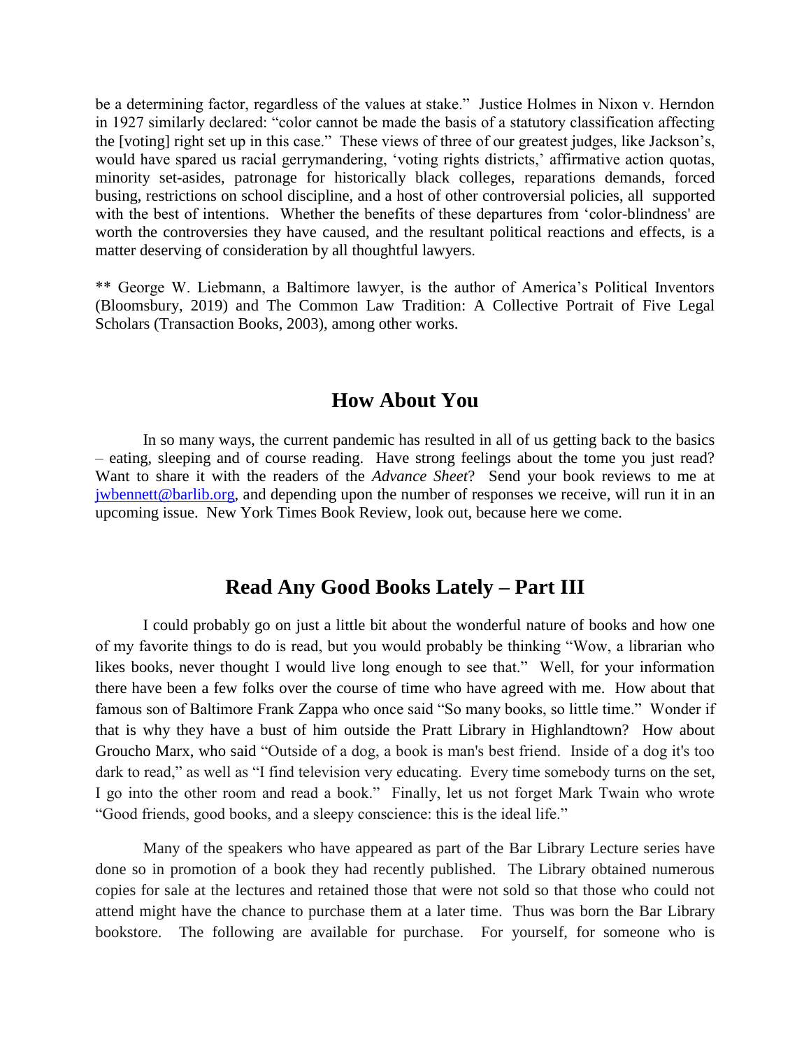be a determining factor, regardless of the values at stake." Justice Holmes in Nixon v. Herndon in 1927 similarly declared: "color cannot be made the basis of a statutory classification affecting the [voting] right set up in this case." These views of three of our greatest judges, like Jackson's, would have spared us racial gerrymandering, 'voting rights districts,' affirmative action quotas, minority set-asides, patronage for historically black colleges, reparations demands, forced busing, restrictions on school discipline, and a host of other controversial policies, all supported with the best of intentions. Whether the benefits of these departures from 'color-blindness' are worth the controversies they have caused, and the resultant political reactions and effects, is a matter deserving of consideration by all thoughtful lawyers.

** George W. Liebmann, a Baltimore lawyer, is the author of America's Political Inventors (Bloomsbury, 2019) and The Common Law Tradition: A Collective Portrait of Five Legal Scholars (Transaction Books, 2003), among other works.

## How About You

In so many ways, the current pandemic has resulted in all of us getting back to the basics – eating, sleeping and of course reading. Have strong feelings about the tome you just read? Want to share it with the readers of the *Advance Sheet*? Send your book reviews to me at jwbennett@barlib.org, and depending upon the number of responses we receive, will run it in an upcoming issue. New York Times Book Review, look out, because here we come.

## Read Any Good Books Lately – Part III

I could probably go on just a little bit about the wonderful nature of books and how one of my favorite things to do is read, but you would probably be thinking "Wow, a librarian who likes books, never thought I would live long enough to see that." Well, for your information there have been a few folks over the course of time who have agreed with me. How about that famous son of Baltimore Frank Zappa who once said "So many books, so little time." Wonder if that is why they have a bust of him outside the Pratt Library in Highlandtown? How about Groucho Marx, who said "Outside of a dog, a book is man's best friend. Inside of a dog it's too dark to read," as well as "I find television very educating. Every time somebody turns on the set, I go into the other room and read a book." Finally, let us not forget Mark Twain who wrote "Good friends, good books, and a sleepy conscience: this is the ideal life."

Many of the speakers who have appeared as part of the Bar Library Lecture series have done so in promotion of a book they had recently published. The Library obtained numerous copies for sale at the lectures and retained those that were not sold so that those who could not attend might have the chance to purchase them at a later time. Thus was born the Bar Library bookstore. The following are available for purchase. For yourself, for someone who is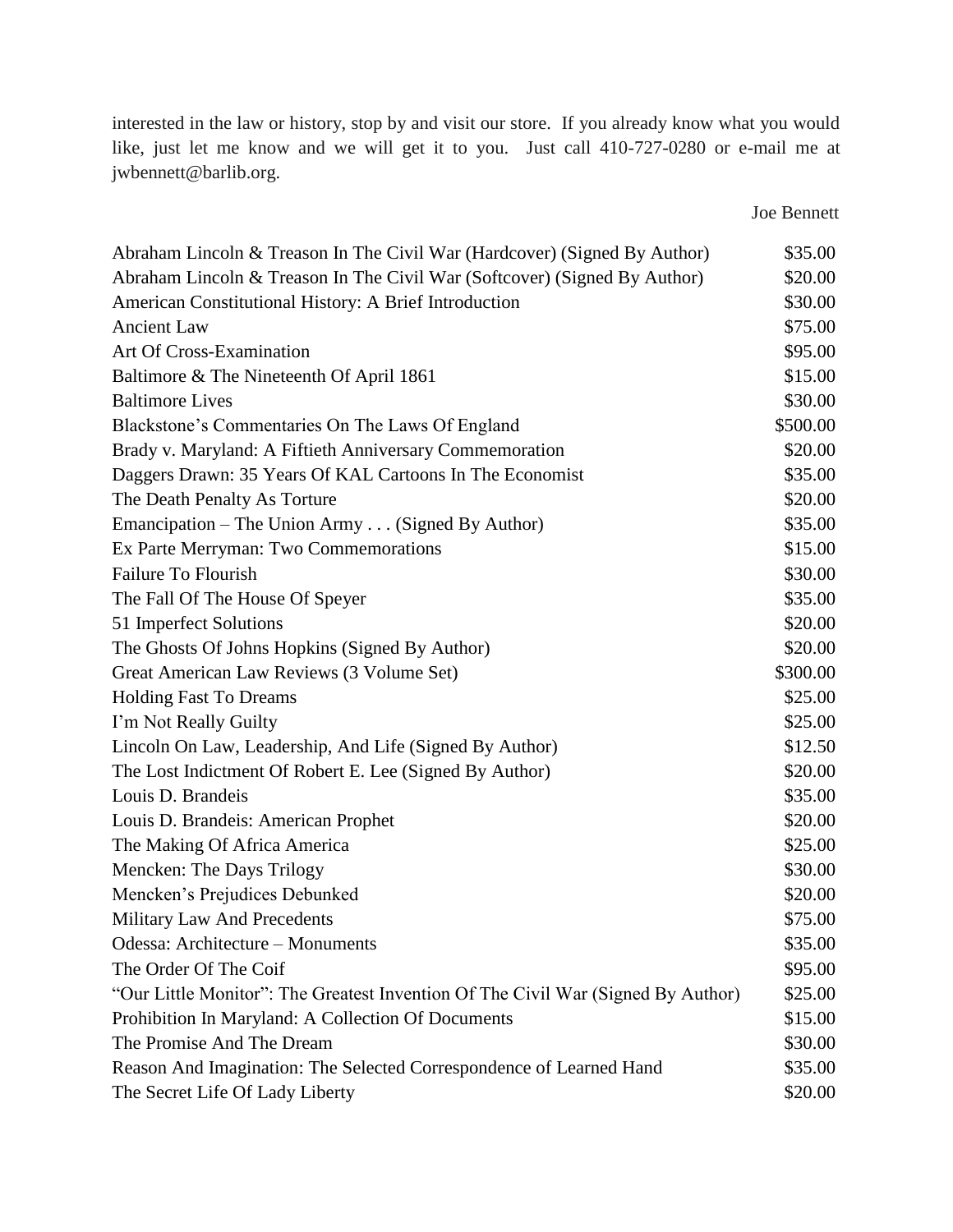interested in the law or history, stop by and visit our store. If you already know what you would like, just let me know and we will get it to you. Just call 410-727-0280 or e-mail me at jwbennett@barlib.org.

Joe Bennett

| | |
|---|---|
| Abraham Lincoln & Treason In The Civil War (Hardcover) (Signed By Author) | $35.00 |
| Abraham Lincoln & Treason In The Civil War (Softcover) (Signed By Author) | $20.00 |
| American Constitutional History: A Brief Introduction | $30.00 |
| Ancient Law | $75.00 |
| Art Of Cross-Examination | $95.00 |
| Baltimore & The Nineteenth Of April 1861 | $15.00 |
| Baltimore Lives | $30.00 |
| Blackstone's Commentaries On The Laws Of England | $500.00 |
| Brady v. Maryland: A Fiftieth Anniversary Commemoration | $20.00 |
| Daggers Drawn: 35 Years Of KAL Cartoons In The Economist | $35.00 |
| The Death Penalty As Torture | $20.00 |
| Emancipation – The Union Army . . . (Signed By Author) | $35.00 |
| Ex Parte Merryman: Two Commemorations | $15.00 |
| Failure To Flourish | $30.00 |
| The Fall Of The House Of Speyer | $35.00 |
| 51 Imperfect Solutions | $20.00 |
| The Ghosts Of Johns Hopkins (Signed By Author) | $20.00 |
| Great American Law Reviews (3 Volume Set) | $300.00 |
| Holding Fast To Dreams | $25.00 |
| I'm Not Really Guilty | $25.00 |
| Lincoln On Law, Leadership, And Life (Signed By Author) | $12.50 |
| The Lost Indictment Of Robert E. Lee (Signed By Author) | $20.00 |
| Louis D. Brandeis | $35.00 |
| Louis D. Brandeis: American Prophet | $20.00 |
| The Making Of Africa America | $25.00 |
| Mencken: The Days Trilogy | $30.00 |
| Mencken's Prejudices Debunked | $20.00 |
| Military Law And Precedents | $75.00 |
| Odessa: Architecture – Monuments | $35.00 |
| The Order Of The Coif | $95.00 |
| "Our Little Monitor": The Greatest Invention Of The Civil War (Signed By Author) | $25.00 |
| Prohibition In Maryland: A Collection Of Documents | $15.00 |
| The Promise And The Dream | $30.00 |
| Reason And Imagination: The Selected Correspondence of Learned Hand | $35.00 |
| The Secret Life Of Lady Liberty | $20.00 |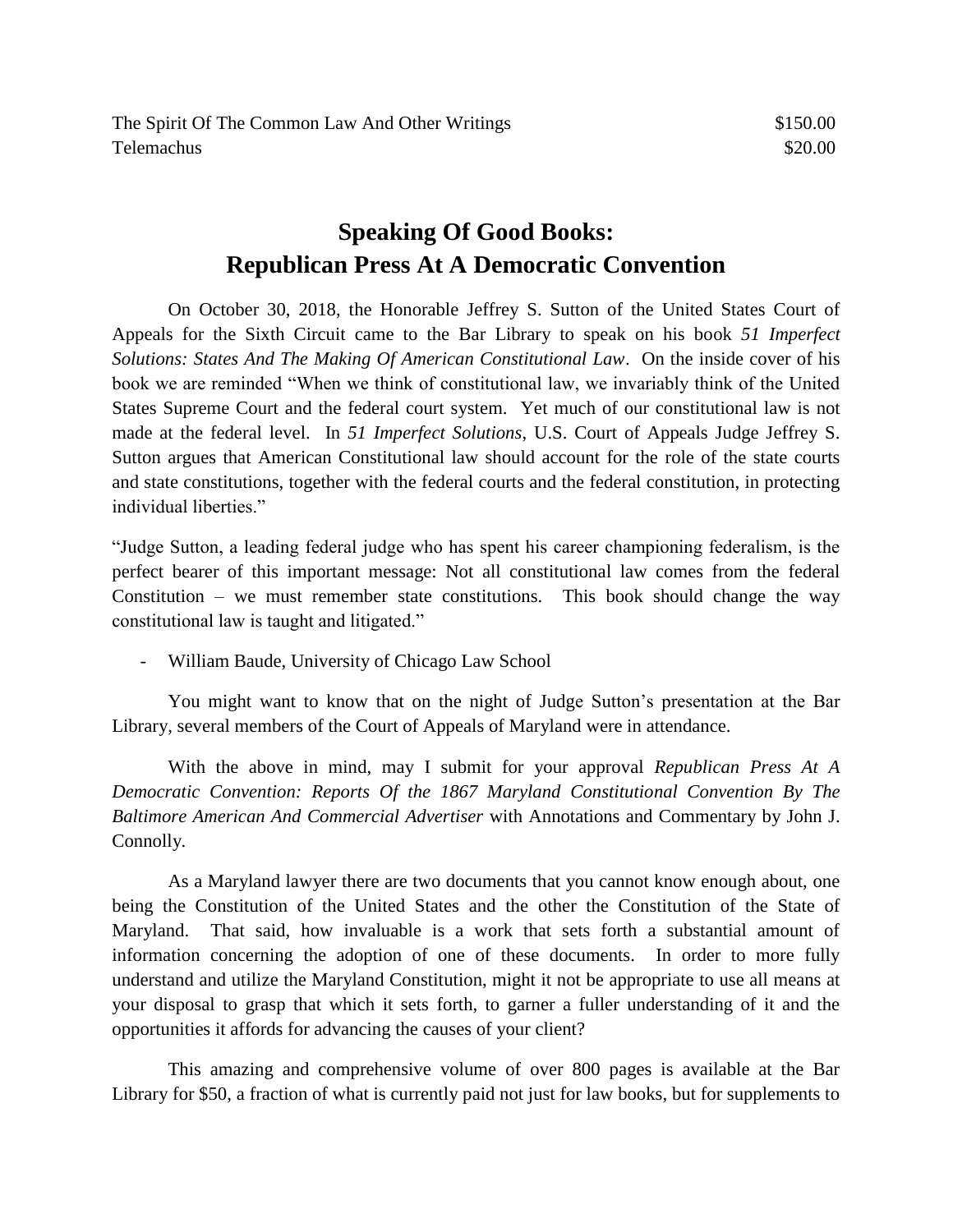| | |
|---|---|
| The Spirit Of The Common Law And Other Writings | $150.00 |
| Telemachus | $20.00 |

# Speaking Of Good Books: Republican Press At A Democratic Convention

On October 30, 2018, the Honorable Jeffrey S. Sutton of the United States Court of Appeals for the Sixth Circuit came to the Bar Library to speak on his book *51 Imperfect Solutions: States And The Making Of American Constitutional Law*. On the inside cover of his book we are reminded "When we think of constitutional law, we invariably think of the United States Supreme Court and the federal court system. Yet much of our constitutional law is not made at the federal level. In *51 Imperfect Solutions*, U.S. Court of Appeals Judge Jeffrey S. Sutton argues that American Constitutional law should account for the role of the state courts and state constitutions, together with the federal courts and the federal constitution, in protecting individual liberties."

"Judge Sutton, a leading federal judge who has spent his career championing federalism, is the perfect bearer of this important message: Not all constitutional law comes from the federal Constitution – we must remember state constitutions. This book should change the way constitutional law is taught and litigated."

- William Baude, University of Chicago Law School

You might want to know that on the night of Judge Sutton's presentation at the Bar Library, several members of the Court of Appeals of Maryland were in attendance.

With the above in mind, may I submit for your approval *Republican Press At A Democratic Convention: Reports Of the 1867 Maryland Constitutional Convention By The Baltimore American And Commercial Advertiser* with Annotations and Commentary by John J. Connolly.

As a Maryland lawyer there are two documents that you cannot know enough about, one being the Constitution of the United States and the other the Constitution of the State of Maryland. That said, how invaluable is a work that sets forth a substantial amount of information concerning the adoption of one of these documents. In order to more fully understand and utilize the Maryland Constitution, might it not be appropriate to use all means at your disposal to grasp that which it sets forth, to garner a fuller understanding of it and the opportunities it affords for advancing the causes of your client?

This amazing and comprehensive volume of over 800 pages is available at the Bar Library for $50, a fraction of what is currently paid not just for law books, but for supplements to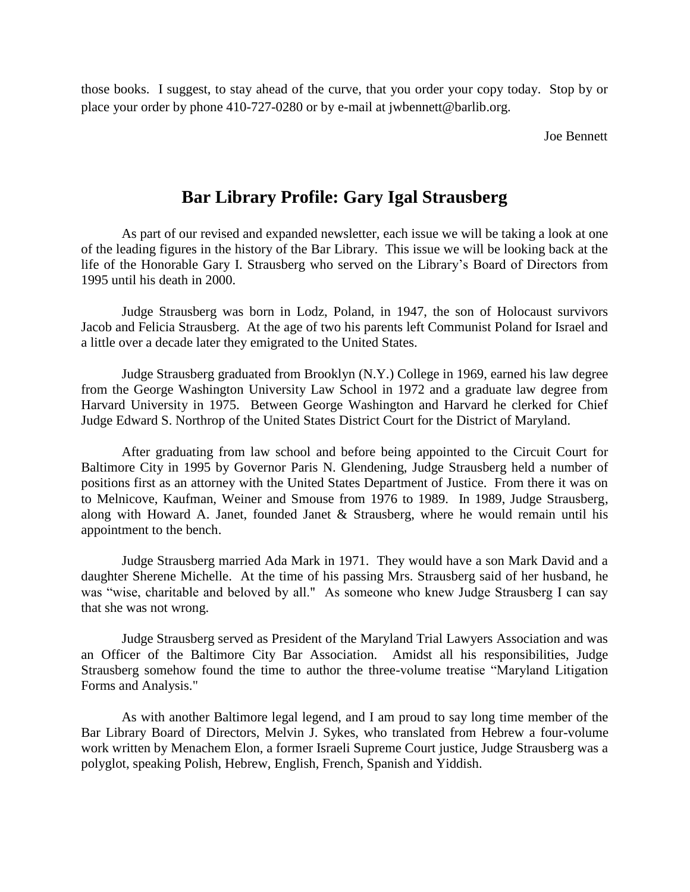those books. I suggest, to stay ahead of the curve, that you order your copy today. Stop by or place your order by phone 410-727-0280 or by e-mail at jwbennett@barlib.org.

Joe Bennett

## Bar Library Profile: Gary Igal Strausberg

As part of our revised and expanded newsletter, each issue we will be taking a look at one of the leading figures in the history of the Bar Library. This issue we will be looking back at the life of the Honorable Gary I. Strausberg who served on the Library's Board of Directors from 1995 until his death in 2000.

Judge Strausberg was born in Lodz, Poland, in 1947, the son of Holocaust survivors Jacob and Felicia Strausberg. At the age of two his parents left Communist Poland for Israel and a little over a decade later they emigrated to the United States.

Judge Strausberg graduated from Brooklyn (N.Y.) College in 1969, earned his law degree from the George Washington University Law School in 1972 and a graduate law degree from Harvard University in 1975. Between George Washington and Harvard he clerked for Chief Judge Edward S. Northrop of the United States District Court for the District of Maryland.

After graduating from law school and before being appointed to the Circuit Court for Baltimore City in 1995 by Governor Paris N. Glendening, Judge Strausberg held a number of positions first as an attorney with the United States Department of Justice. From there it was on to Melnicove, Kaufman, Weiner and Smouse from 1976 to 1989. In 1989, Judge Strausberg, along with Howard A. Janet, founded Janet & Strausberg, where he would remain until his appointment to the bench.

Judge Strausberg married Ada Mark in 1971. They would have a son Mark David and a daughter Sherene Michelle. At the time of his passing Mrs. Strausberg said of her husband, he was "wise, charitable and beloved by all." As someone who knew Judge Strausberg I can say that she was not wrong.

Judge Strausberg served as President of the Maryland Trial Lawyers Association and was an Officer of the Baltimore City Bar Association. Amidst all his responsibilities, Judge Strausberg somehow found the time to author the three-volume treatise "Maryland Litigation Forms and Analysis."

As with another Baltimore legal legend, and I am proud to say long time member of the Bar Library Board of Directors, Melvin J. Sykes, who translated from Hebrew a four-volume work written by Menachem Elon, a former Israeli Supreme Court justice, Judge Strausberg was a polyglot, speaking Polish, Hebrew, English, French, Spanish and Yiddish.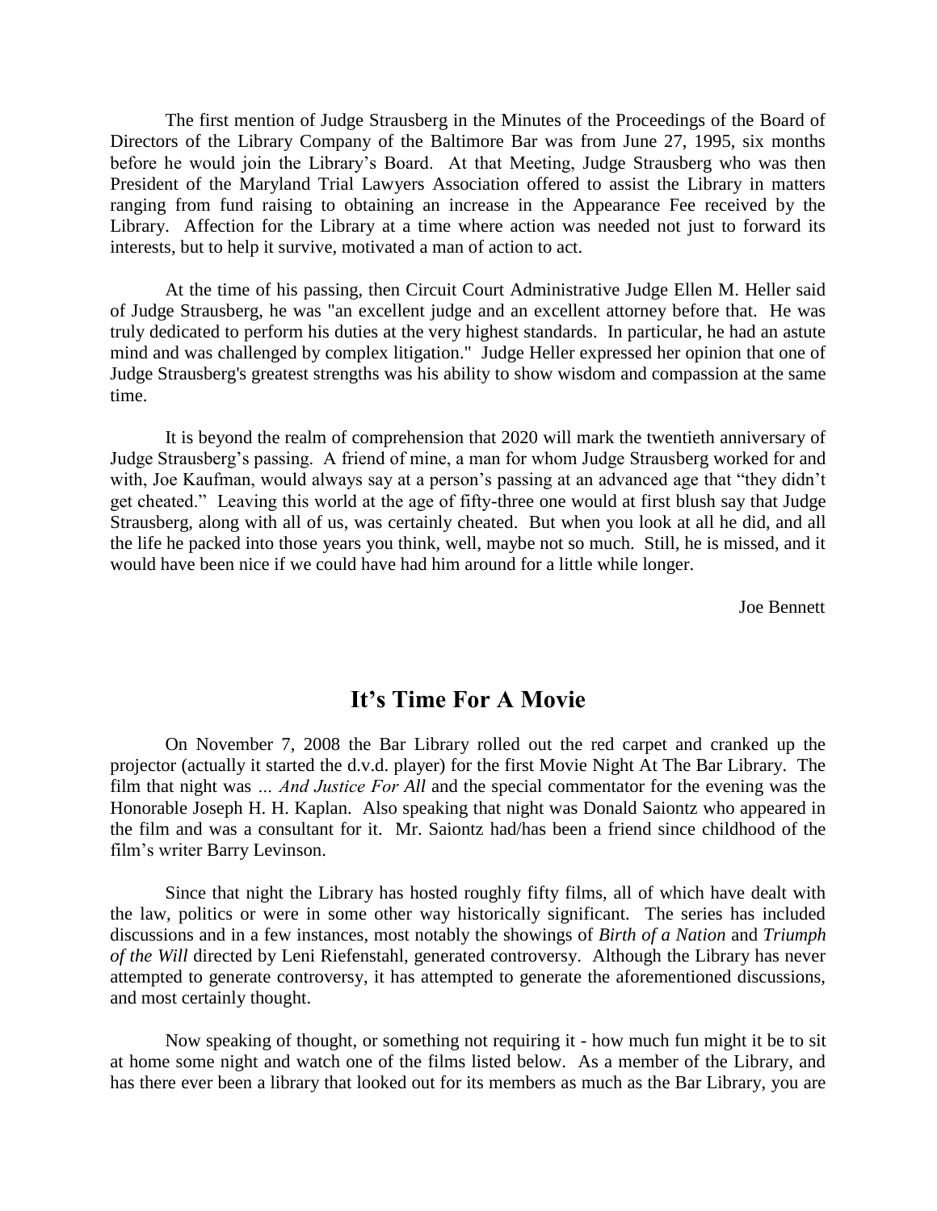The first mention of Judge Strausberg in the Minutes of the Proceedings of the Board of Directors of the Library Company of the Baltimore Bar was from June 27, 1995, six months before he would join the Library's Board. At that Meeting, Judge Strausberg who was then President of the Maryland Trial Lawyers Association offered to assist the Library in matters ranging from fund raising to obtaining an increase in the Appearance Fee received by the Library. Affection for the Library at a time where action was needed not just to forward its interests, but to help it survive, motivated a man of action to act.

At the time of his passing, then Circuit Court Administrative Judge Ellen M. Heller said of Judge Strausberg, he was "an excellent judge and an excellent attorney before that. He was truly dedicated to perform his duties at the very highest standards. In particular, he had an astute mind and was challenged by complex litigation." Judge Heller expressed her opinion that one of Judge Strausberg's greatest strengths was his ability to show wisdom and compassion at the same time.

It is beyond the realm of comprehension that 2020 will mark the twentieth anniversary of Judge Strausberg's passing. A friend of mine, a man for whom Judge Strausberg worked for and with, Joe Kaufman, would always say at a person's passing at an advanced age that "they didn't get cheated." Leaving this world at the age of fifty-three one would at first blush say that Judge Strausberg, along with all of us, was certainly cheated. But when you look at all he did, and all the life he packed into those years you think, well, maybe not so much. Still, he is missed, and it would have been nice if we could have had him around for a little while longer.

Joe Bennett

## It's Time For A Movie

On November 7, 2008 the Bar Library rolled out the red carpet and cranked up the projector (actually it started the d.v.d. player) for the first Movie Night At The Bar Library. The film that night was *... And Justice For All* and the special commentator for the evening was the Honorable Joseph H. H. Kaplan. Also speaking that night was Donald Saiontz who appeared in the film and was a consultant for it. Mr. Saiontz had/has been a friend since childhood of the film's writer Barry Levinson.

Since that night the Library has hosted roughly fifty films, all of which have dealt with the law, politics or were in some other way historically significant. The series has included discussions and in a few instances, most notably the showings of *Birth of a Nation* and *Triumph of the Will* directed by Leni Riefenstahl, generated controversy. Although the Library has never attempted to generate controversy, it has attempted to generate the aforementioned discussions, and most certainly thought.

Now speaking of thought, or something not requiring it - how much fun might it be to sit at home some night and watch one of the films listed below. As a member of the Library, and has there ever been a library that looked out for its members as much as the Bar Library, you are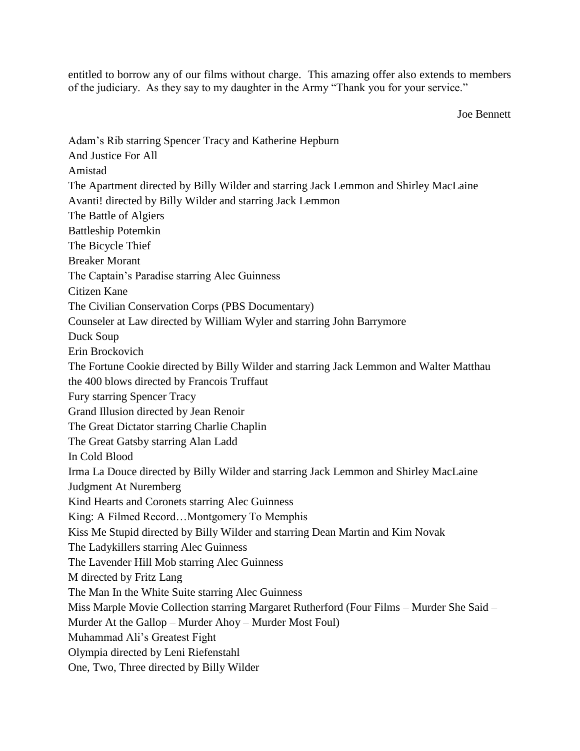entitled to borrow any of our films without charge. This amazing offer also extends to members of the judiciary. As they say to my daughter in the Army "Thank you for your service."

Joe Bennett

Adam's Rib starring Spencer Tracy and Katherine Hepburn

And Justice For All

Amistad

The Apartment directed by Billy Wilder and starring Jack Lemmon and Shirley MacLaine

Avanti! directed by Billy Wilder and starring Jack Lemmon

The Battle of Algiers

Battleship Potemkin

The Bicycle Thief

Breaker Morant

The Captain's Paradise starring Alec Guinness

Citizen Kane

The Civilian Conservation Corps (PBS Documentary)

Counseler at Law directed by William Wyler and starring John Barrymore

Duck Soup

Erin Brockovich

The Fortune Cookie directed by Billy Wilder and starring Jack Lemmon and Walter Matthau

the 400 blows directed by Francois Truffaut

Fury starring Spencer Tracy

Grand Illusion directed by Jean Renoir

The Great Dictator starring Charlie Chaplin

The Great Gatsby starring Alan Ladd

In Cold Blood

Irma La Douce directed by Billy Wilder and starring Jack Lemmon and Shirley MacLaine

Judgment At Nuremberg

Kind Hearts and Coronets starring Alec Guinness

King: A Filmed Record…Montgomery To Memphis

Kiss Me Stupid directed by Billy Wilder and starring Dean Martin and Kim Novak

The Ladykillers starring Alec Guinness

The Lavender Hill Mob starring Alec Guinness

M directed by Fritz Lang

The Man In the White Suite starring Alec Guinness

Miss Marple Movie Collection starring Margaret Rutherford (Four Films – Murder She Said – Murder At the Gallop – Murder Ahoy – Murder Most Foul)

Muhammad Ali's Greatest Fight

Olympia directed by Leni Riefenstahl

One, Two, Three directed by Billy Wilder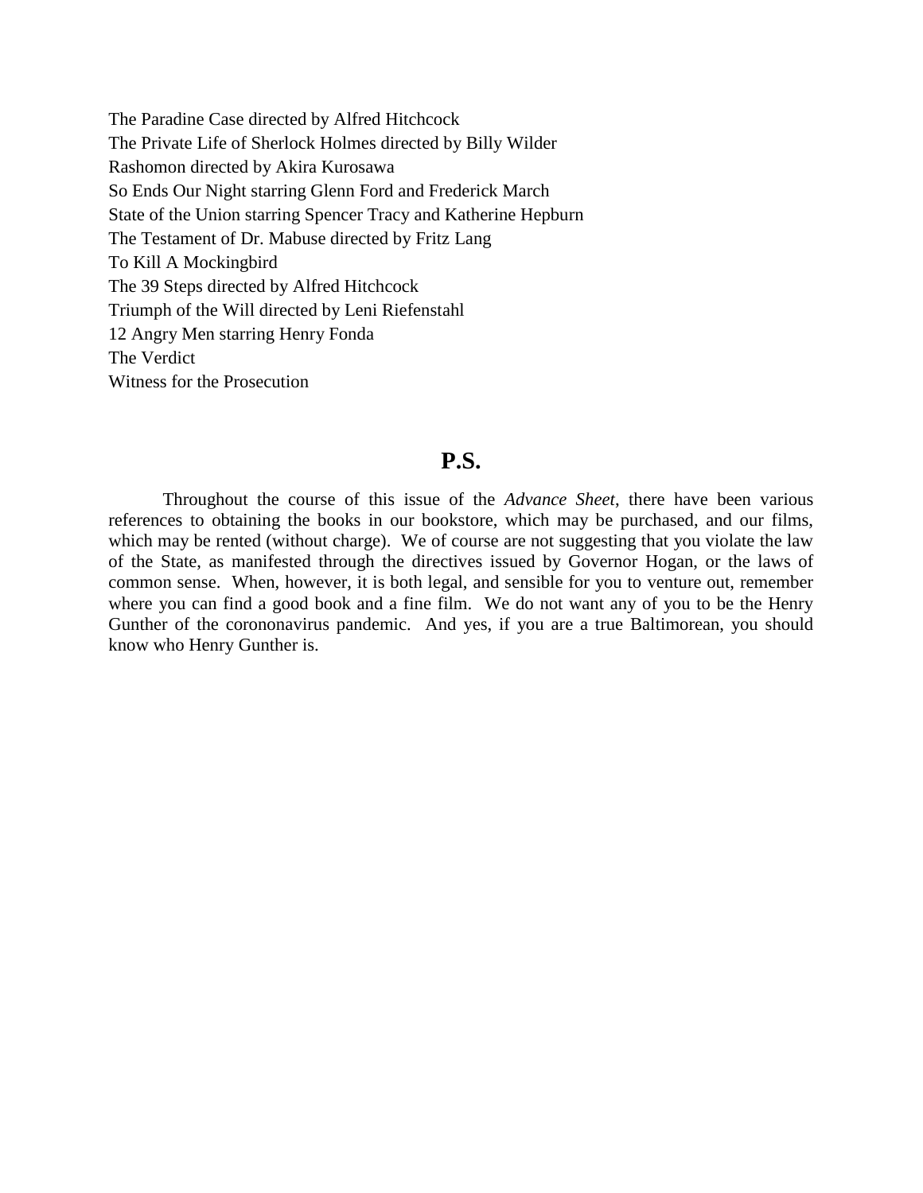The Paradine Case directed by Alfred Hitchcock
The Private Life of Sherlock Holmes directed by Billy Wilder
Rashomon directed by Akira Kurosawa
So Ends Our Night starring Glenn Ford and Frederick March
State of the Union starring Spencer Tracy and Katherine Hepburn
The Testament of Dr. Mabuse directed by Fritz Lang
To Kill A Mockingbird
The 39 Steps directed by Alfred Hitchcock
Triumph of the Will directed by Leni Riefenstahl
12 Angry Men starring Henry Fonda
The Verdict
Witness for the Prosecution

## P.S.

Throughout the course of this issue of the *Advance Sheet*, there have been various references to obtaining the books in our bookstore, which may be purchased, and our films, which may be rented (without charge). We of course are not suggesting that you violate the law of the State, as manifested through the directives issued by Governor Hogan, or the laws of common sense. When, however, it is both legal, and sensible for you to venture out, remember where you can find a good book and a fine film. We do not want any of you to be the Henry Gunther of the corononavirus pandemic. And yes, if you are a true Baltimorean, you should know who Henry Gunther is.